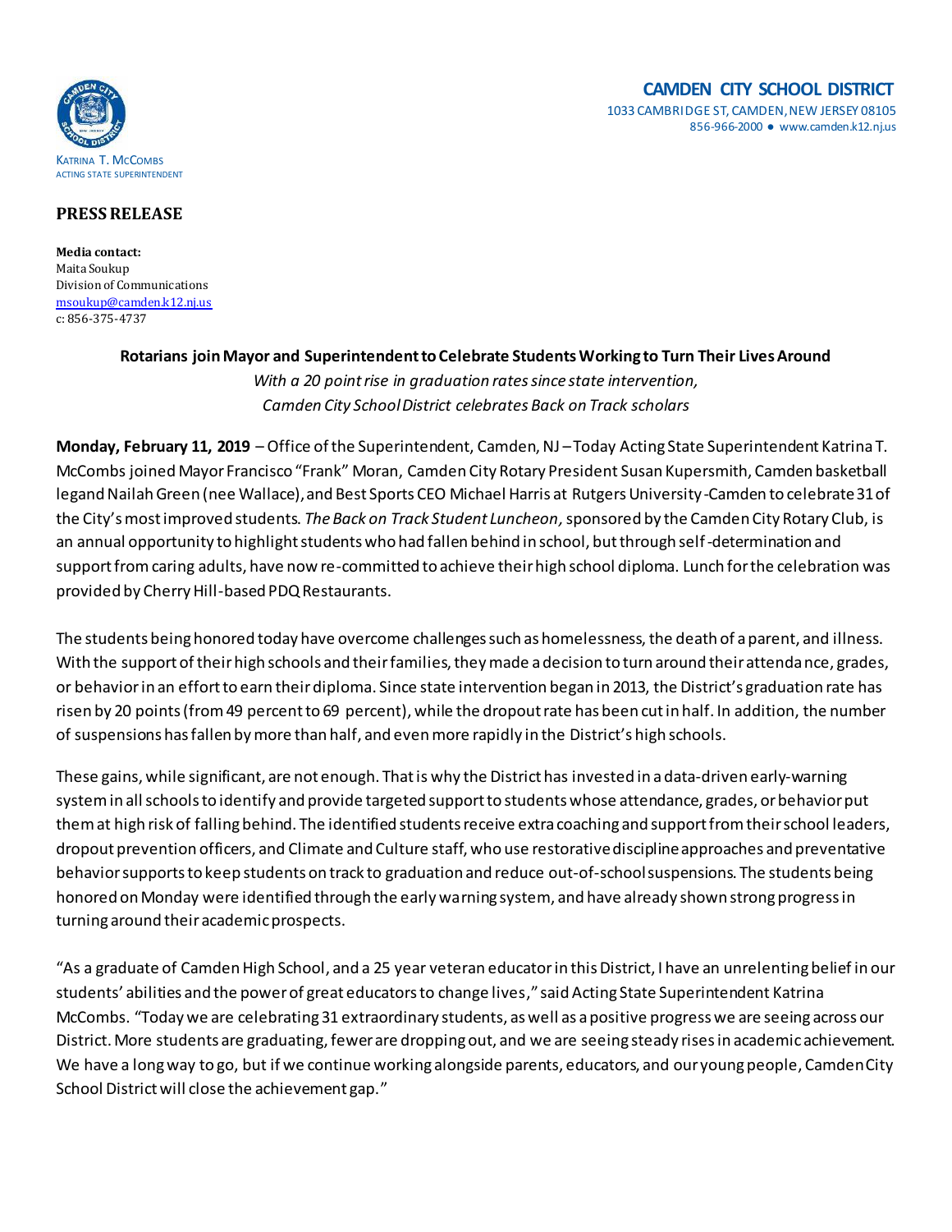KATRINA T. MCCOMBS
ACTING STATE SUPERINTENDENT

**CAMDEN CITY SCHOOL DISTRICT**
1033 CAMBRIDGE ST, CAMDEN, NEW JERSEY 08105
856-966-2000 ● www.camden.k12.nj.us

**PRESS RELEASE**

**Media contact:**
Maita Soukup
Division of Communications
msoukup@camden.k12.nj.us
c: 856-375-4737

**Rotarians join Mayor and Superintendent to Celebrate Students Working to Turn Their Lives Around**

*With a 20 point rise in graduation rates since state intervention,*
*Camden City School District celebrates Back on Track scholars*

**Monday, February 11, 2019** – Office of the Superintendent, Camden, NJ – Today Acting State Superintendent Katrina T. McCombs joined Mayor Francisco "Frank" Moran, Camden City Rotary President Susan Kupersmith, Camden basketball legand Nailah Green (nee Wallace), and Best Sports CEO Michael Harris at Rutgers University-Camden to celebrate 31 of the City's most improved students. *The Back on Track Student Luncheon,* sponsored by the Camden City Rotary Club, is an annual opportunity to highlight students who had fallen behind in school, but through self-determination and support from caring adults, have now re-committed to achieve their high school diploma. Lunch for the celebration was provided by Cherry Hill-based PDQ Restaurants.

The students being honored today have overcome challenges such as homelessness, the death of a parent, and illness. With the support of their high schools and their families, they made a decision to turn around their attendance, grades, or behavior in an effort to earn their diploma. Since state intervention began in 2013, the District's graduation rate has risen by 20 points (from 49 percent to 69 percent), while the dropout rate has been cut in half. In addition, the number of suspensions has fallen by more than half, and even more rapidly in the District's high schools.

These gains, while significant, are not enough. That is why the District has invested in a data-driven early-warning system in all schools to identify and provide targeted support to students whose attendance, grades, or behavior put them at high risk of falling behind. The identified students receive extra coaching and support from their school leaders, dropout prevention officers, and Climate and Culture staff, who use restorative discipline approaches and preventative behavior supports to keep students on track to graduation and reduce out-of-school suspensions. The students being honored on Monday were identified through the early warning system, and have already shown strong progress in turning around their academic prospects.

"As a graduate of Camden High School, and a 25 year veteran educator in this District, I have an unrelenting belief in our students' abilities and the power of great educators to change lives," said Acting State Superintendent Katrina McCombs. "Today we are celebrating 31 extraordinary students, as well as a positive progress we are seeing across our District. More students are graduating, fewer are dropping out, and we are seeing steady rises in academic achievement. We have a long way to go, but if we continue working alongside parents, educators, and our young people, Camden City School District will close the achievement gap."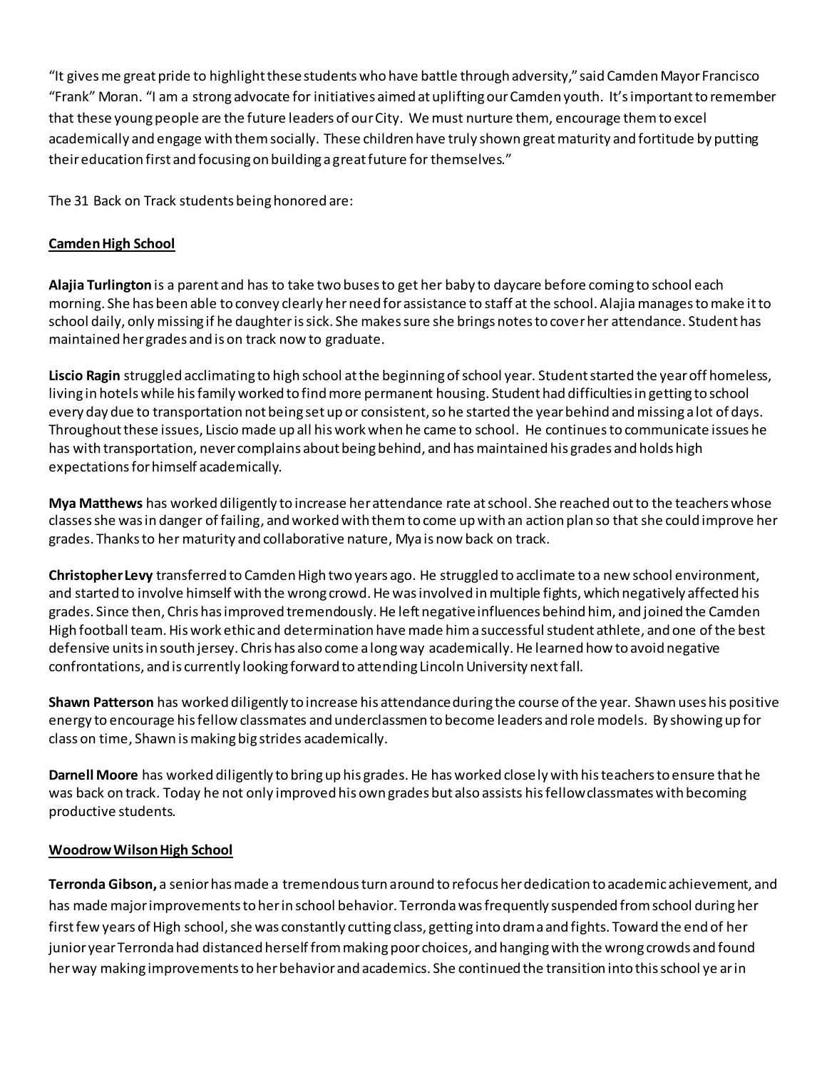"It gives me great pride to highlight these students who have battle through adversity," said Camden Mayor Francisco "Frank" Moran. "I am a strong advocate for initiatives aimed at uplifting our Camden youth. It's important to remember that these young people are the future leaders of our City. We must nurture them, encourage them to excel academically and engage with them socially. These children have truly shown great maturity and fortitude by putting their education first and focusing on building a great future for themselves."

The 31 Back on Track students being honored are:

**Camden High School**

**Alajia Turlington** is a parent and has to take two buses to get her baby to daycare before coming to school each morning. She has been able to convey clearly her need for assistance to staff at the school. Alajia manages to make it to school daily, only missing if he daughter is sick. She makes sure she brings notes to cover her attendance. Student has maintained her grades and is on track now to graduate.

**Liscio Ragin** struggled acclimating to high school at the beginning of school year. Student started the year off homeless, living in hotels while his family worked to find more permanent housing. Student had difficulties in getting to school every day due to transportation not being set up or consistent, so he started the year behind and missing a lot of days. Throughout these issues, Liscio made up all his work when he came to school. He continues to communicate issues he has with transportation, never complains about being behind, and has maintained his grades and holds high expectations for himself academically.

**Mya Matthews** has worked diligently to increase her attendance rate at school. She reached out to the teachers whose classes she was in danger of failing, and worked with them to come up with an action plan so that she could improve her grades. Thanks to her maturity and collaborative nature, Mya is now back on track.

**Christopher Levy** transferred to Camden High two years ago. He struggled to acclimate to a new school environment, and started to involve himself with the wrong crowd. He was involved in multiple fights, which negatively affected his grades. Since then, Chris has improved tremendously. He left negative influences behind him, and joined the Camden High football team. His work ethic and determination have made him a successful student athlete, and one of the best defensive units in south jersey. Chris has also come a long way academically. He learned how to avoid negative confrontations, and is currently looking forward to attending Lincoln University next fall.

**Shawn Patterson** has worked diligently to increase his attendance during the course of the year. Shawn uses his positive energy to encourage his fellow classmates and underclassmen to become leaders and role models. By showing up for class on time, Shawn is making big strides academically.

**Darnell Moore** has worked diligently to bring up his grades. He has worked closely with his teachers to ensure that he was back on track. Today he not only improved his own grades but also assists his fellow classmates with becoming productive students.

**Woodrow Wilson High School**

**Terronda Gibson,** a senior has made a tremendous turnaround to refocus her dedication to academic achievement, and has made major improvements to her in school behavior. Terronda was frequently suspended from school during her first few years of High school, she was constantly cutting class, getting into drama and fights. Toward the end of her junior year Terronda had distanced herself from making poor choices, and hanging with the wrong crowds and found her way making improvements to her behavior and academics. She continued the transition into this school ye ar in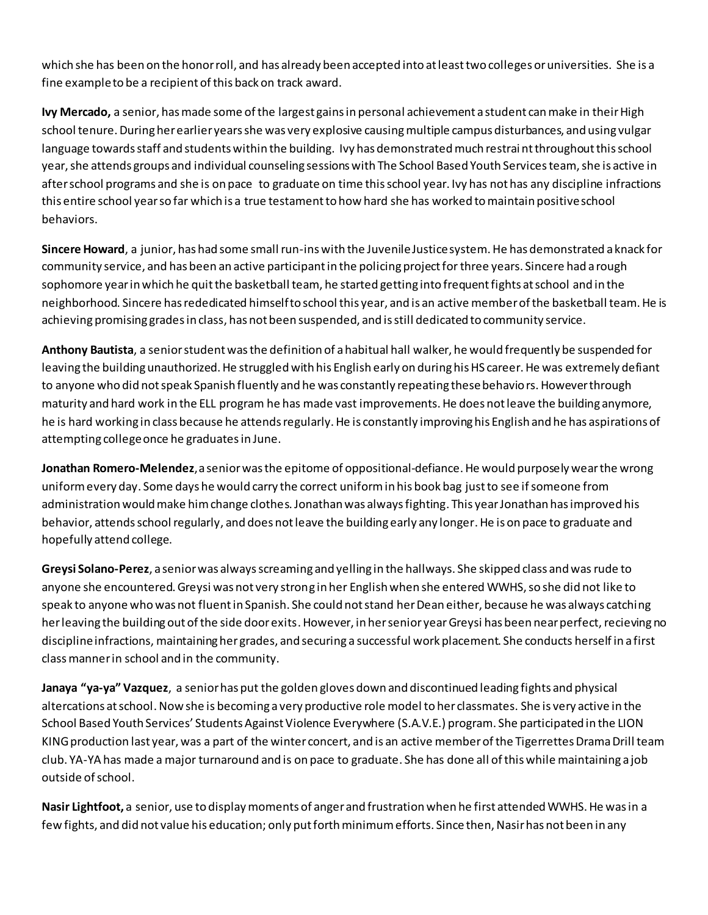which she has been on the honor roll, and has already been accepted into at least two colleges or universities. She is a fine example to be a recipient of this back on track award.

**Ivy Mercado,** a senior, has made some of the largest gains in personal achievement a student can make in their High school tenure. During her earlier years she was very explosive causing multiple campus disturbances, and using vulgar language towards staff and students within the building. Ivy has demonstrated much restraint throughout this school year, she attends groups and individual counseling sessions with The School Based Youth Services team, she is active in after school programs and she is on pace to graduate on time this school year. Ivy has not has any discipline infractions this entire school year so far which is a true testament to how hard she has worked to maintain positive school behaviors.

**Sincere Howard**, a junior, has had some small run-ins with the Juvenile Justice system. He has demonstrated a knack for community service, and has been an active participant in the policing project for three years. Sincere had a rough sophomore year in which he quit the basketball team, he started getting into frequent fights at school and in the neighborhood. Sincere has rededicated himself to school this year, and is an active member of the basketball team. He is achieving promising grades in class, has not been suspended, and is still dedicated to community service.

**Anthony Bautista**, a senior student was the definition of a habitual hall walker, he would frequently be suspended for leaving the building unauthorized. He struggled with his English early on during his HS career. He was extremely defiant to anyone who did not speak Spanish fluently and he was constantly repeating these behaviors. However through maturity and hard work in the ELL program he has made vast improvements. He does not leave the building anymore, he is hard working in class because he attends regularly. He is constantly improving his English and he has aspirations of attempting college once he graduates in June.

**Jonathan Romero-Melendez**, a senior was the epitome of oppositional-defiance. He would purposely wear the wrong uniform every day. Some days he would carry the correct uniform in his book bag just to see if someone from administration would make him change clothes. Jonathan was always fighting. This year Jonathan has improved his behavior, attends school regularly, and does not leave the building early any longer. He is on pace to graduate and hopefully attend college.

**Greysi Solano-Perez**, a senior was always screaming and yelling in the hallways. She skipped class and was rude to anyone she encountered. Greysi was not very strong in her English when she entered WWHS, so she did not like to speak to anyone who was not fluent in Spanish. She could not stand her Dean either, because he was always catching her leaving the building out of the side door exits. However, in her senior year Greysi has been near perfect, recieving no discipline infractions, maintaining her grades, and securing a successful work placement. She conducts herself in a first class manner in school and in the community.

**Janaya "ya-ya" Vazquez**, a senior has put the golden gloves down and discontinued leading fights and physical altercations at school. Now she is becoming a very productive role model to her classmates. She is very active in the School Based Youth Services' Students Against Violence Everywhere (S.A.V.E.) program. She participated in the LION KING production last year, was a part of the winter concert, and is an active member of the Tigerrettes Drama Drill team club. YA-YA has made a major turnaround and is on pace to graduate. She has done all of this while maintaining a job outside of school.

**Nasir Lightfoot,** a senior, use to display moments of anger and frustration when he first attended WWHS. He was in a few fights, and did not value his education; only put forth minimum efforts. Since then, Nasir has not been in any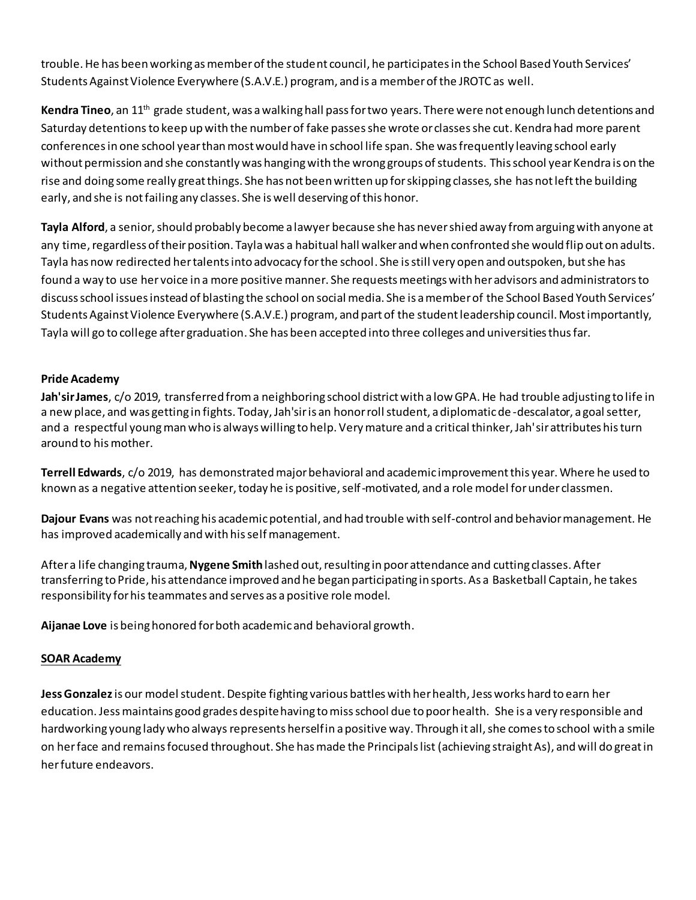trouble. He has been working as member of the student council, he participates in the School Based Youth Services' Students Against Violence Everywhere (S.A.V.E.) program, and is a member of the JROTC as well.

**Kendra Tineo**, an 11th grade student, was a walking hall pass for two years. There were not enough lunch detentions and Saturday detentions to keep up with the number of fake passes she wrote or classes she cut. Kendra had more parent conferences in one school year than most would have in school life span. She was frequently leaving school early without permission and she constantly was hanging with the wrong groups of students. This school year Kendra is on the rise and doing some really great things. She has not been written up for skipping classes, she has not left the building early, and she is not failing any classes. She is well deserving of this honor.

**Tayla Alford**, a senior, should probably become a lawyer because she has never shied away from arguing with anyone at any time, regardless of their position. Tayla was a habitual hall walker and when confronted she would flip out on adults. Tayla has now redirected her talents into advocacy for the school. She is still very open and outspoken, but she has found a way to use her voice in a more positive manner. She requests meetings with her advisors and administrators to discuss school issues instead of blasting the school on social media. She is a member of the School Based Youth Services' Students Against Violence Everywhere (S.A.V.E.) program, and part of the student leadership council. Most importantly, Tayla will go to college after graduation. She has been accepted into three colleges and universities thus far.

**Pride Academy**

**Jah'sir James**, c/o 2019, transferred from a neighboring school district with a low GPA. He had trouble adjusting to life in a new place, and was getting in fights. Today, Jah'sir is an honor roll student, a diplomatic de-descalator, a goal setter, and a respectful young man who is always willing to help. Very mature and a critical thinker, Jah'sir attributes his turn around to his mother.

**Terrell Edwards**, c/o 2019, has demonstrated major behavioral and academic improvement this year. Where he used to known as a negative attention seeker, today he is positive, self-motivated, and a role model for under classmen.

**Dajour Evans** was not reaching his academic potential, and had trouble with self-control and behavior management. He has improved academically and with his self management.

After a life changing trauma, **Nygene Smith** lashed out, resulting in poor attendance and cutting classes. After transferring to Pride, his attendance improved and he began participating in sports. As a Basketball Captain, he takes responsibility for his teammates and serves as a positive role model.

**Aijanae Love** is being honored for both academic and behavioral growth.

**SOAR Academy**

**Jess Gonzalez** is our model student. Despite fighting various battles with her health, Jess works hard to earn her education. Jess maintains good grades despite having to miss school due to poor health. She is a very responsible and hardworking young lady who always represents herself in a positive way. Through it all, she comes to school with a smile on her face and remains focused throughout. She has made the Principals list (achieving straight As), and will do great in her future endeavors.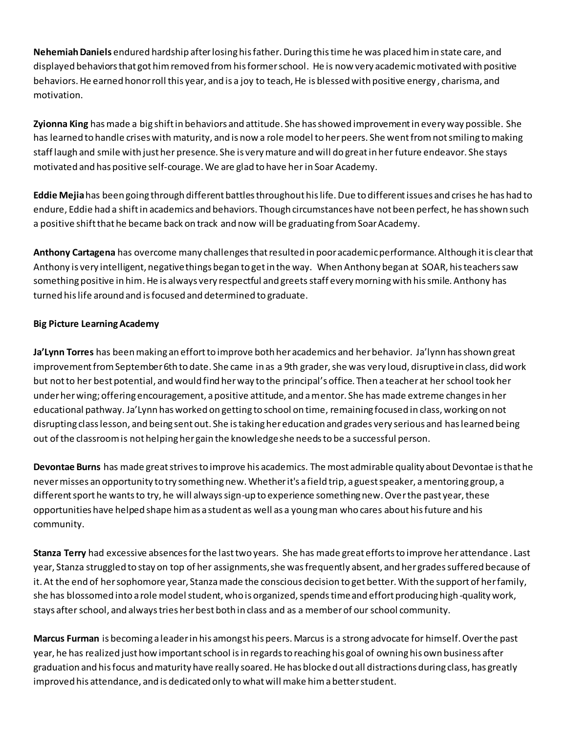**Nehemiah Daniels** endured hardship after losing his father. During this time he was placed him in state care, and displayed behaviors that got him removed from his former school. He is now very academic motivated with positive behaviors. He earned honor roll this year, and is a joy to teach, He is blessed with positive energy , charisma, and motivation.

**Zyionna King** has made a big shift in behaviors and attitude. She has showed improvement in every way possible. She has learned to handle crises with maturity, and is now a role model to her peers. She went from not smiling to making staff laugh and smile with just her presence. She is very mature and will do great in her future endeavor. She stays motivated and has positive self-courage. We are glad to have her in Soar Academy.

**Eddie Mejia** has been going through different battles throughout his life. Due to different issues and crises he has had to endure, Eddie had a shift in academics and behaviors. Though circumstances have not been perfect, he has shown such a positive shift that he became back on track and now will be graduating from Soar Academy.

**Anthony Cartagena** has overcome many challenges that resulted in poor academic performance. Although it is clear that Anthony is very intelligent, negative things began to get in the way. When Anthony began at SOAR, his teachers saw something positive in him. He is always very respectful and greets staff every morning with his smile. Anthony has turned his life around and is focused and determined to graduate.

**Big Picture Learning Academy**

**Ja'Lynn Torres** has been making an effort to improve both her academics and her behavior. Ja'lynn has shown great improvement from September 6th to date. She came in as a 9th grader, she was very loud, disruptive in class, did work but not to her best potential, and would find her way to the principal's office. Then a teacher at her school took her under her wing; offering encouragement, a positive attitude, and a mentor. She has made extreme changes in her educational pathway. Ja'Lynn has worked on getting to school on time, remaining focused in class, working on not disrupting class lesson, and being sent out. She is taking her education and grades very serious and has learned being out of the classroom is not helping her gain the knowledge she needs to be a successful person.

**Devontae Burns** has made great strives to improve his academics. The most admirable quality about Devontae is that he never misses an opportunity to try something new. Whether it's a field trip, a guest speaker, a mentoring group, a different sport he wants to try, he will always sign-up to experience something new. Over the past year, these opportunities have helped shape him as a student as well as a young man who cares about his future and his community.

**Stanza Terry** had excessive absences for the last two years. She has made great efforts to improve her attendance . Last year, Stanza struggled to stay on top of her assignments, she was frequently absent, and her grades suffered because of it. At the end of her sophomore year, Stanza made the conscious decision to get better. With the support of her family, she has blossomed into a role model student, who is organized, spends time and effort producing high-quality work, stays after school, and always tries her best both in class and as a member of our school community.

**Marcus Furman** is becoming a leader in his amongst his peers. Marcus is a strong advocate for himself. Over the past year, he has realized just how important school is in regards to reaching his goal of owning his own business after graduation and his focus and maturity have really soared. He has blocked out all distractions during class, has greatly improved his attendance, and is dedicated only to what will make him a better student.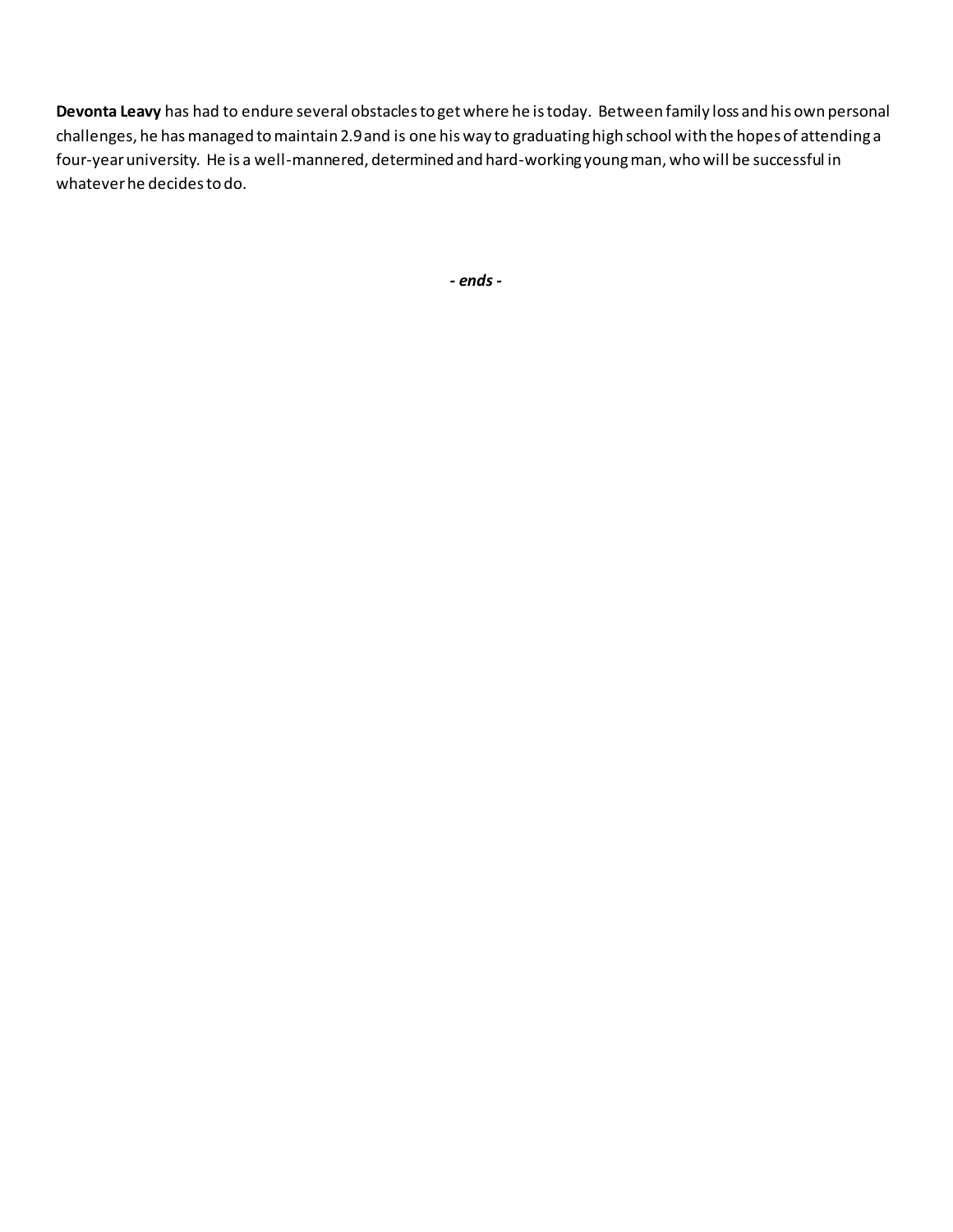**Devonta Leavy** has had to endure several obstacles to get where he is today. Between family loss and his own personal challenges, he has managed to maintain 2.9 and is one his way to graduating high school with the hopes of attending a four-year university. He is a well-mannered, determined and hard-working young man, who will be successful in whatever he decides to do.

***- ends -***